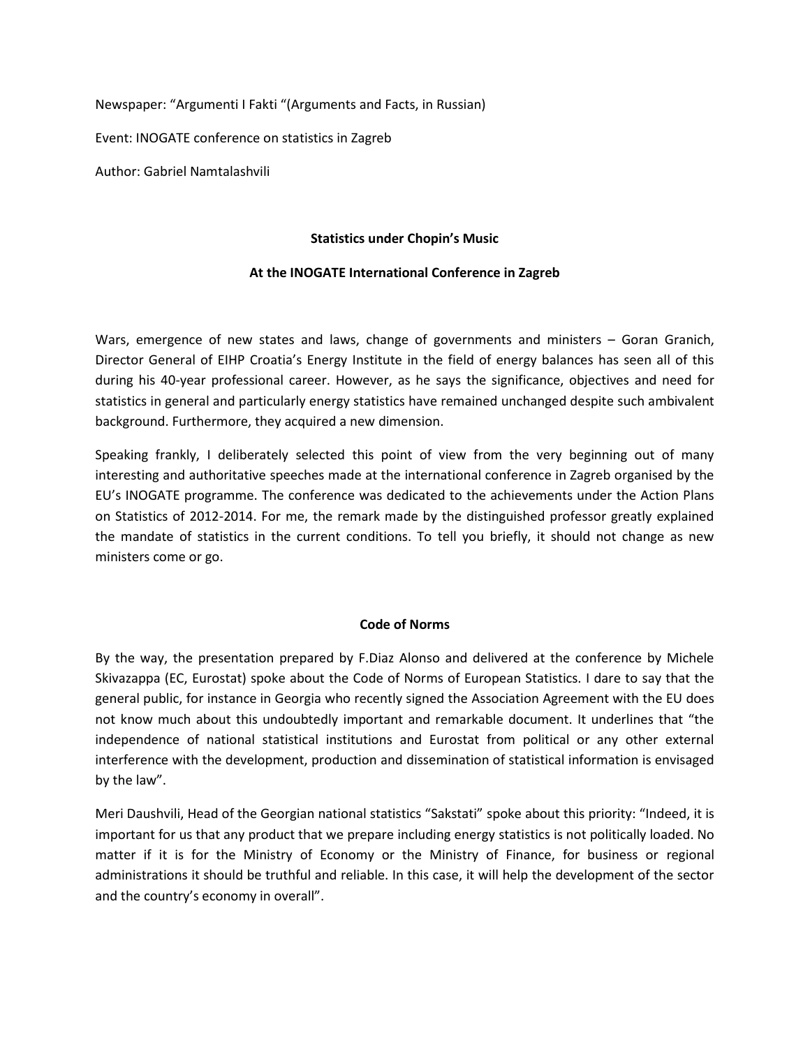Newspaper: “Argumenti I Fakti “(Arguments and Facts, in Russian)

Event: INOGATE conference on statistics in Zagreb

Author: Gabriel Namtalashvili

**Statistics under Chopin’s Music**

**At the INOGATE International Conference in Zagreb**

Wars, emergence of new states and laws, change of governments and ministers – Goran Granich, Director General of EIHP Croatia’s Energy Institute in the field of energy balances has seen all of this during his 40-year professional career. However, as he says the significance, objectives and need for statistics in general and particularly energy statistics have remained unchanged despite such ambivalent background. Furthermore, they acquired a new dimension.

Speaking frankly, I deliberately selected this point of view from the very beginning out of many interesting and authoritative speeches made at the international conference in Zagreb organised by the EU’s INOGATE programme. The conference was dedicated to the achievements under the Action Plans on Statistics of 2012-2014. For me, the remark made by the distinguished professor greatly explained the mandate of statistics in the current conditions. To tell you briefly, it should not change as new ministers come or go.

**Code of Norms**

By the way, the presentation prepared by F.Diaz Alonso and delivered at the conference by Michele Skivazappa (EC, Eurostat) spoke about the Code of Norms of European Statistics. I dare to say that the general public, for instance in Georgia who recently signed the Association Agreement with the EU does not know much about this undoubtedly important and remarkable document. It underlines that “the independence of national statistical institutions and Eurostat from political or any other external interference with the development, production and dissemination of statistical information is envisaged by the law”.

Meri Daushvili, Head of the Georgian national statistics “Sakstati” spoke about this priority: “Indeed, it is important for us that any product that we prepare including energy statistics is not politically loaded. No matter if it is for the Ministry of Economy or the Ministry of Finance, for business or regional administrations it should be truthful and reliable. In this case, it will help the development of the sector and the country’s economy in overall”.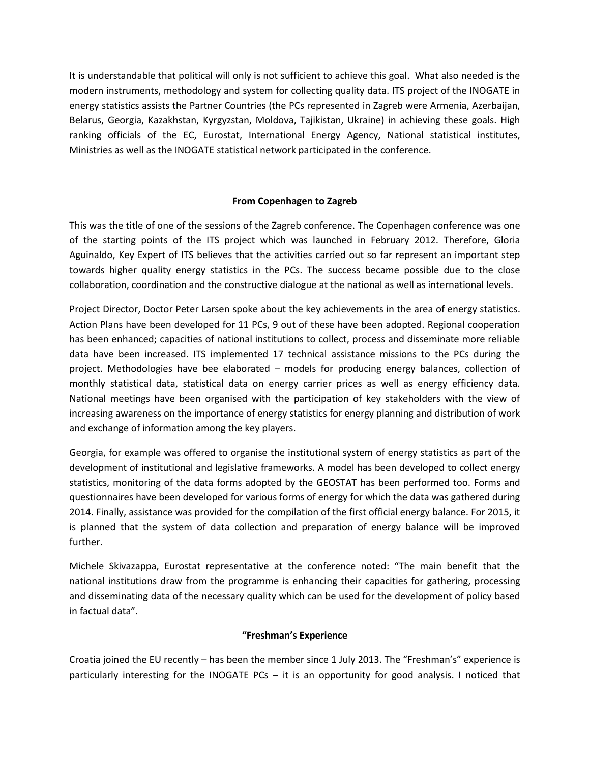It is understandable that political will only is not sufficient to achieve this goal. What also needed is the modern instruments, methodology and system for collecting quality data. ITS project of the INOGATE in energy statistics assists the Partner Countries (the PCs represented in Zagreb were Armenia, Azerbaijan, Belarus, Georgia, Kazakhstan, Kyrgyzstan, Moldova, Tajikistan, Ukraine) in achieving these goals. High ranking officials of the EC, Eurostat, International Energy Agency, National statistical institutes, Ministries as well as the INOGATE statistical network participated in the conference.

**From Copenhagen to Zagreb**

This was the title of one of the sessions of the Zagreb conference. The Copenhagen conference was one of the starting points of the ITS project which was launched in February 2012. Therefore, Gloria Aguinaldo, Key Expert of ITS believes that the activities carried out so far represent an important step towards higher quality energy statistics in the PCs. The success became possible due to the close collaboration, coordination and the constructive dialogue at the national as well as international levels.

Project Director, Doctor Peter Larsen spoke about the key achievements in the area of energy statistics. Action Plans have been developed for 11 PCs, 9 out of these have been adopted. Regional cooperation has been enhanced; capacities of national institutions to collect, process and disseminate more reliable data have been increased. ITS implemented 17 technical assistance missions to the PCs during the project. Methodologies have bee elaborated – models for producing energy balances, collection of monthly statistical data, statistical data on energy carrier prices as well as energy efficiency data. National meetings have been organised with the participation of key stakeholders with the view of increasing awareness on the importance of energy statistics for energy planning and distribution of work and exchange of information among the key players.

Georgia, for example was offered to organise the institutional system of energy statistics as part of the development of institutional and legislative frameworks. A model has been developed to collect energy statistics, monitoring of the data forms adopted by the GEOSTAT has been performed too. Forms and questionnaires have been developed for various forms of energy for which the data was gathered during 2014. Finally, assistance was provided for the compilation of the first official energy balance. For 2015, it is planned that the system of data collection and preparation of energy balance will be improved further.

Michele Skivazappa, Eurostat representative at the conference noted: "The main benefit that the national institutions draw from the programme is enhancing their capacities for gathering, processing and disseminating data of the necessary quality which can be used for the development of policy based in factual data".

**"Freshman's Experience**

Croatia joined the EU recently – has been the member since 1 July 2013. The "Freshman's" experience is particularly interesting for the INOGATE PCs – it is an opportunity for good analysis. I noticed that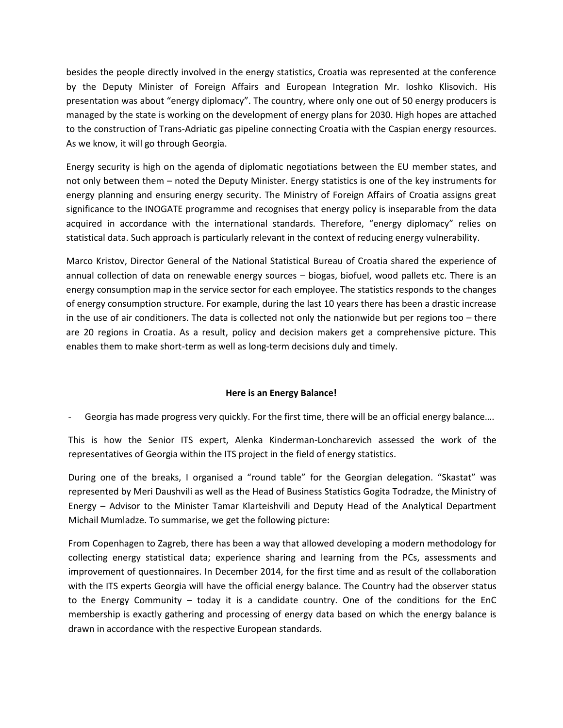besides the people directly involved in the energy statistics, Croatia was represented at the conference by the Deputy Minister of Foreign Affairs and European Integration Mr. Ioshko Klisovich. His presentation was about "energy diplomacy". The country, where only one out of 50 energy producers is managed by the state is working on the development of energy plans for 2030. High hopes are attached to the construction of Trans-Adriatic gas pipeline connecting Croatia with the Caspian energy resources. As we know, it will go through Georgia.

Energy security is high on the agenda of diplomatic negotiations between the EU member states, and not only between them – noted the Deputy Minister. Energy statistics is one of the key instruments for energy planning and ensuring energy security. The Ministry of Foreign Affairs of Croatia assigns great significance to the INOGATE programme and recognises that energy policy is inseparable from the data acquired in accordance with the international standards. Therefore, "energy diplomacy" relies on statistical data. Such approach is particularly relevant in the context of reducing energy vulnerability.

Marco Kristov, Director General of the National Statistical Bureau of Croatia shared the experience of annual collection of data on renewable energy sources – biogas, biofuel, wood pallets etc. There is an energy consumption map in the service sector for each employee. The statistics responds to the changes of energy consumption structure. For example, during the last 10 years there has been a drastic increase in the use of air conditioners. The data is collected not only the nationwide but per regions too – there are 20 regions in Croatia. As a result, policy and decision makers get a comprehensive picture. This enables them to make short-term as well as long-term decisions duly and timely.

**Here is an Energy Balance!**

- Georgia has made progress very quickly. For the first time, there will be an official energy balance….

This is how the Senior ITS expert, Alenka Kinderman-Loncharevich assessed the work of the representatives of Georgia within the ITS project in the field of energy statistics.

During one of the breaks, I organised a "round table" for the Georgian delegation. "Skastat" was represented by Meri Daushvili as well as the Head of Business Statistics Gogita Todradze, the Ministry of Energy – Advisor to the Minister Tamar Klarteishvili and Deputy Head of the Analytical Department Michail Mumladze. To summarise, we get the following picture:

From Copenhagen to Zagreb, there has been a way that allowed developing a modern methodology for collecting energy statistical data; experience sharing and learning from the PCs, assessments and improvement of questionnaires. In December 2014, for the first time and as result of the collaboration with the ITS experts Georgia will have the official energy balance. The Country had the observer status to the Energy Community – today it is a candidate country. One of the conditions for the EnC membership is exactly gathering and processing of energy data based on which the energy balance is drawn in accordance with the respective European standards.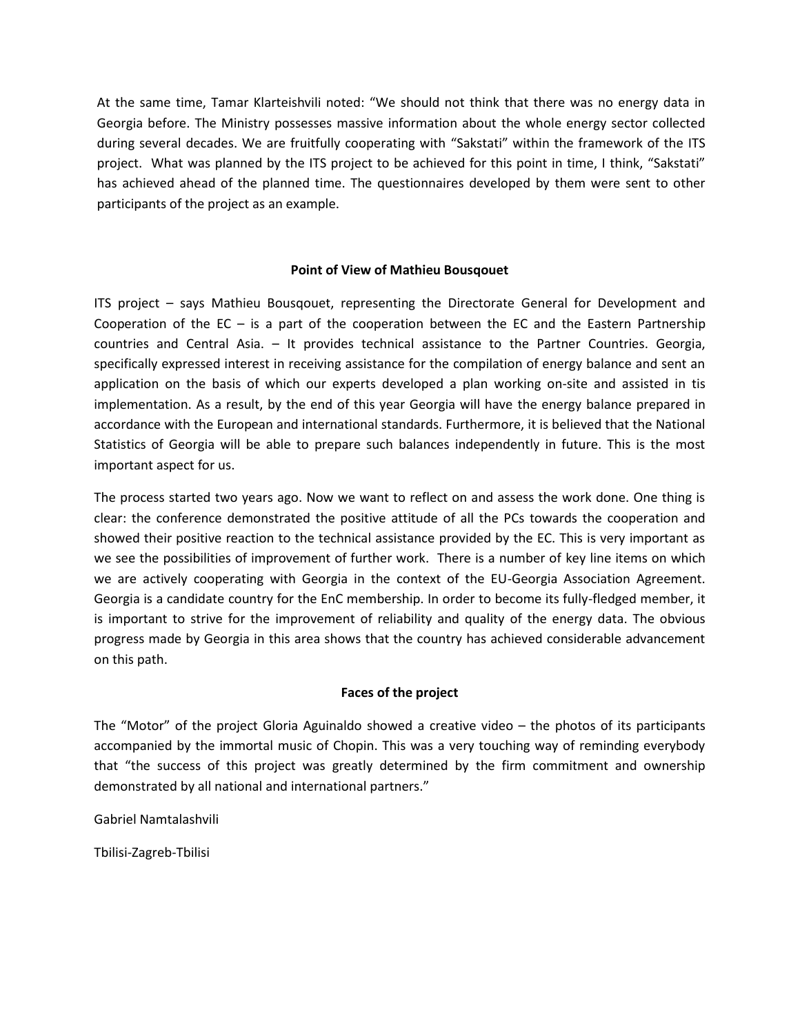At the same time, Tamar Klarteishvili noted: "We should not think that there was no energy data in Georgia before. The Ministry possesses massive information about the whole energy sector collected during several decades. We are fruitfully cooperating with "Sakstati" within the framework of the ITS project. What was planned by the ITS project to be achieved for this point in time, I think, "Sakstati" has achieved ahead of the planned time. The questionnaires developed by them were sent to other participants of the project as an example.

**Point of View of Mathieu Bousqouet**

ITS project – says Mathieu Bousqouet, representing the Directorate General for Development and Cooperation of the EC – is a part of the cooperation between the EC and the Eastern Partnership countries and Central Asia. – It provides technical assistance to the Partner Countries. Georgia, specifically expressed interest in receiving assistance for the compilation of energy balance and sent an application on the basis of which our experts developed a plan working on-site and assisted in tis implementation. As a result, by the end of this year Georgia will have the energy balance prepared in accordance with the European and international standards. Furthermore, it is believed that the National Statistics of Georgia will be able to prepare such balances independently in future. This is the most important aspect for us.

The process started two years ago. Now we want to reflect on and assess the work done. One thing is clear: the conference demonstrated the positive attitude of all the PCs towards the cooperation and showed their positive reaction to the technical assistance provided by the EC. This is very important as we see the possibilities of improvement of further work. There is a number of key line items on which we are actively cooperating with Georgia in the context of the EU-Georgia Association Agreement. Georgia is a candidate country for the EnC membership. In order to become its fully-fledged member, it is important to strive for the improvement of reliability and quality of the energy data. The obvious progress made by Georgia in this area shows that the country has achieved considerable advancement on this path.

**Faces of the project**

The "Motor" of the project Gloria Aguinaldo showed a creative video – the photos of its participants accompanied by the immortal music of Chopin. This was a very touching way of reminding everybody that "the success of this project was greatly determined by the firm commitment and ownership demonstrated by all national and international partners."

Gabriel Namtalashvili

Tbilisi-Zagreb-Tbilisi